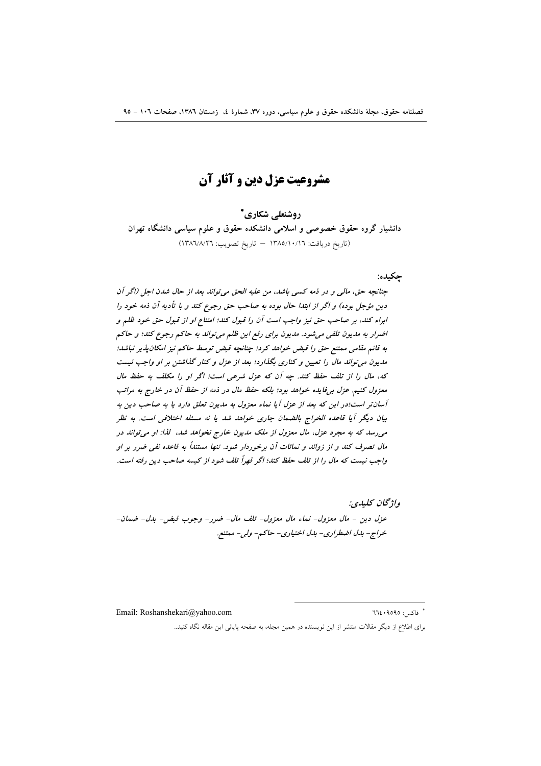# مشروعیت عزل دین و آثار آن

**روشنعلی شکاری***

**دانشیار گروه حقوق خصوصی و اسلامی دانشکده حقوق و علوم سیاسی دانشگاه تهران**

(تاریخ دریافت: ۱۳۸۵/۱۰/۱۶ – تاریخ تصویب: ۱۳۸۶/۸/۲۶)

## چکیده:

*چنانچه حق، مالی و در ذمه کسی باشد، من علیه الحق می‌تواند بعد از حال شدن اجل (اگر آن دین مؤجل بوده) و اگر از ابتدا حال بوده به صاحب حق رجوع کند و با تأدیه آن ذمه خود را ابراء کند، بر صاحب حق نیز واجب است آن را قبول کند؛ امتناع او از قبول حق خود ظلم و اضرار به مدیون تلقی می‌شود. مدیون برای رفع این ظلم می‌تواند به حاکم رجوع کند؛ و حاکم به قائم مقامی ممتنع حق را قبض خواهد کرد؛ چنانچه قبض توسط حاکم نیز امکان‌پذیر نباشد؛ مدیون می‌تواند مال را تعیین و کناری بگذارد؛ بعد از عزل و کنار گذاشتن بر او واجب نیست که، مال را از تلف حفظ کند. چه آن که عزل شرعی است؛ اگر او را مکلف به حفظ مال معزول کنیم. عزل بی‌فایده خواهد بود؛ بلکه حفظ مال در ذمه از حفظ آن در خارج به مراتب آسان‌تر است؛در این که بعد از عزل آیا نماء معزول به مدیون تعلق دارد یا به صاحب دین به بیان دیگر آیا قاعده الخراج بالضمان جاری خواهد شد یا نه مسئله اختلافی است. به نظر می‌رسد که به مجرد عزل، مال معزول از ملک مدیون خارج نخواهد شد، لذا: او می‌تواند در مال تصرف کند و از زوائد و نمائات آن برخوردار شود. تنها مستنداً به قاعده نفی ضرر بر او واجب نیست که مال را از تلف حفظ کند؛ اگر قهراً تلف شود از کیسه صاحب دین رفته است.*

### واژگان کلیدی:

*عزل دین – مال معزول- نماء مال معزول- تلف مال- ضرر- وجوب قبض- بدل- ضمان- خراج- بدل اضطراری- بدل اختیاری- حاکم- ولی- ممتنع.*

---

\* فاکس: ۶۶۴۰۹۵۹۵ Email: Roshanshekari@yahoo.com

برای اطلاع از دیگر مقالات منتشر از این نویسنده در همین مجله، به صفحه پایانی این مقاله نگاه کنید.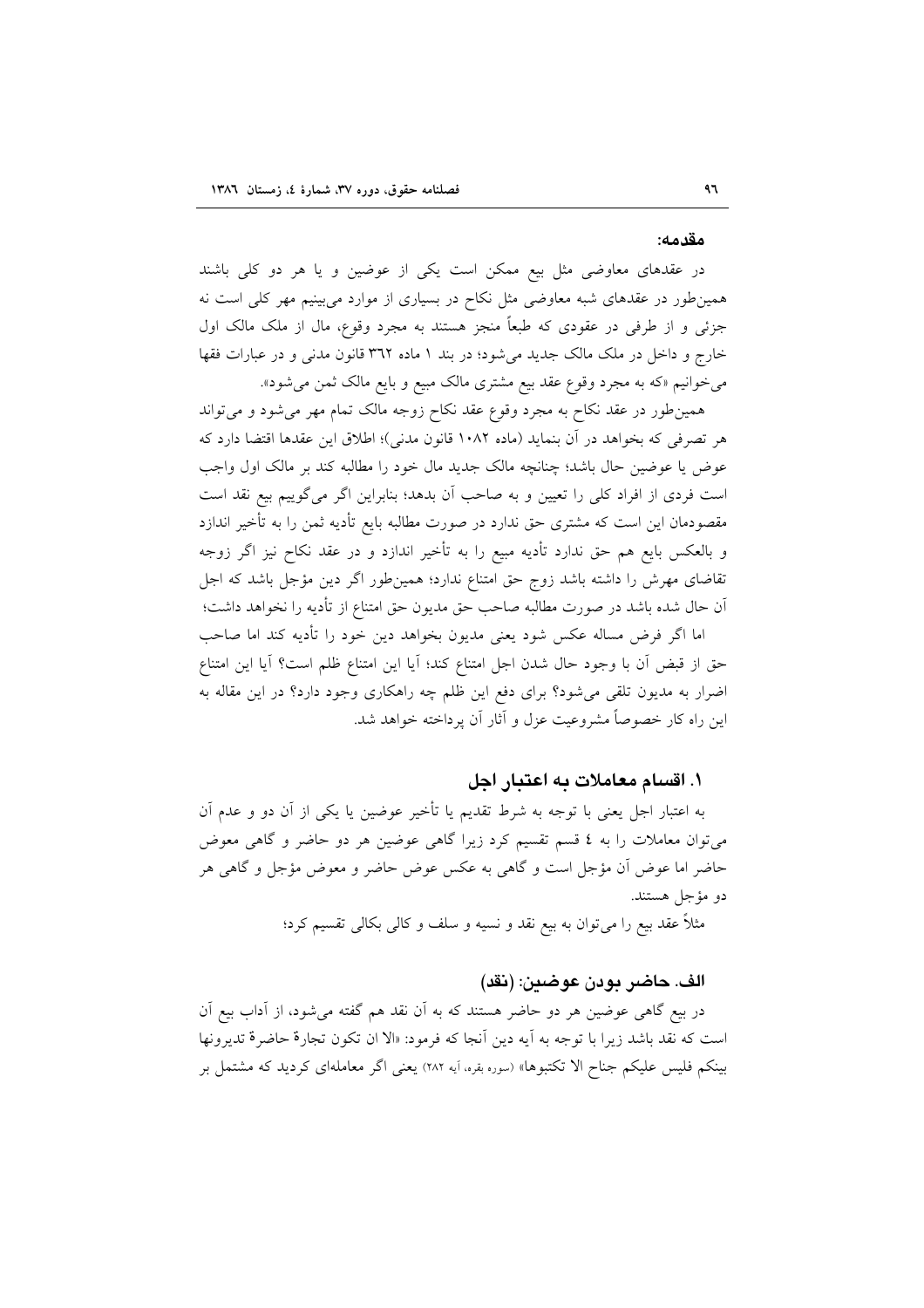## مقدمه:

در عقدهای معاوضی مثل بیع ممکن است یکی از عوضین و یا هر دو کلی باشند همین‌طور در عقدهای شبه معاوضی مثل نکاح در بسیاری از موارد می‌بینیم مهر کلی است نه جزئی و از طرفی در عقودی که طبعاً منجز هستند به مجرد وقوع، مال از ملک مالک اول خارج و داخل در ملک مالک جدید می‌شود؛ در بند ۱ ماده ۳۶۲ قانون مدنی و در عبارات فقها می‌خوانیم «که به مجرد وقوع عقد بیع مشتری مالک مبیع و بایع مالک ثمن می‌شود».

همین‌طور در عقد نکاح به مجرد وقوع عقد نکاح زوجه مالک تمام مهر می‌شود و می‌تواند هر تصرفی که بخواهد در آن بنماید (ماده ۱۰۸۲ قانون مدنی)؛ اطلاق این عقدها اقتضا دارد که عوض یا عوضین حال باشد؛ چنانچه مالک جدید مال خود را مطالبه کند بر مالک اول واجب است فردی از افراد کلی را تعیین و به صاحب آن بدهد؛ بنابراین اگر می‌گوییم بیع نقد است مقصودمان این است که مشتری حق ندارد در صورت مطالبه بایع تأدیه ثمن را به تأخیر اندازد و بالعکس بایع هم حق ندارد تأدیه مبیع را به تأخیر اندازد و در عقد نکاح نیز اگر زوجه تقاضای مهرش را داشته باشد زوج حق امتناع ندارد؛ همین‌طور اگر دین مؤجل باشد که اجل آن حال شده باشد در صورت مطالبه صاحب حق مدیون حق امتناع از تأدیه را نخواهد داشت؛

اما اگر فرض مساله عکس شود یعنی مدیون بخواهد دین خود را تأدیه کند اما صاحب حق از قبض آن با وجود حال شدن اجل امتناع کند؛ آیا این امتناع ظلم است؟ آیا این امتناع اضرار به مدیون تلقی می‌شود؟ برای دفع این ظلم چه راهکاری وجود دارد؟ در این مقاله به این راه کار خصوصاً مشروعیت عزل و آثار آن پرداخته خواهد شد.

## ۱. اقسام معاملات به اعتبار اجل

به اعتبار اجل یعنی با توجه به شرط تقدیم یا تأخیر عوضین یا یکی از آن دو و عدم آن می‌توان معاملات را به ٤ قسم تقسیم کرد زیرا گاهی عوضین هر دو حاضر و گاهی معوض حاضر اما عوض آن مؤجل است و گاهی به عکس عوض حاضر و معوض مؤجل و گاهی هر دو مؤجل هستند.

مثلاً عقد بیع را می‌توان به بیع نقد و نسیه و سلف و کالی بکالی تقسیم کرد؛

### الف. حاضر بودن عوضین: (نقد)

در بیع گاهی عوضین هر دو حاضر هستند که به آن نقد هم گفته می‌شود، از آداب بیع آن است که نقد باشد زیرا با توجه به آیه دین آنجا که فرمود: «الا ان تکون تجارة حاضرة تدیرونها بینکم فلیس علیکم جناح الا تکتبوها» (سوره بقره، آیه ۲۸۲) یعنی اگر معامله‌ای کردید که مشتمل بر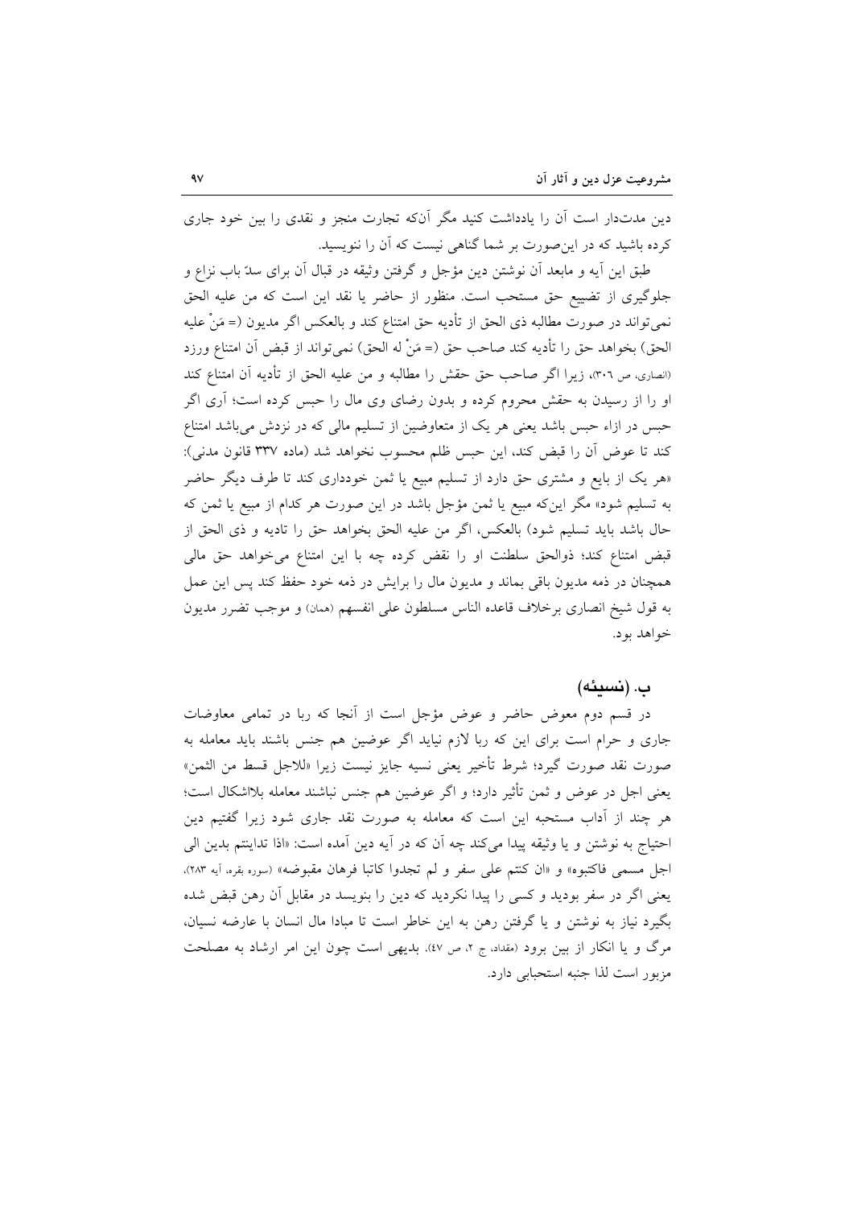دین مدت‌دار است آن را یادداشت کنید مگر آن‌که تجارت منجز و نقدی را بین خود جاری کرده باشید که در این‌صورت بر شما گناهی نیست که آن را ننویسید.

طبق این آیه و مابعد آن نوشتن دین مؤجل و گرفتن وثیقه در قبال آن برای سدّ باب نزاع و جلوگیری از تضییع حق مستحب است. منظور از حاضر یا نقد این است که من علیه الحق نمی‌تواند در صورت مطالبه ذی الحق از تأدیه حق امتناع کند و بالعکس اگر مدیون (= مَنْ علیه الحق) بخواهد حق را تأدیه کند صاحب حق (= مَنْ له الحق) نمی‌تواند از قبض آن امتناع ورزد (انصاری، ص ۳۰۶)، زیرا اگر صاحب حق حقش را مطالبه و من علیه الحق از تأدیه آن امتناع کند او را از رسیدن به حقش محروم کرده و بدون رضای وی مال را حبس کرده است؛ آری اگر حبس در ازاء حبس باشد یعنی هر یک از متعاوضین از تسلیم مالی که در نزدش می‌باشد امتناع کند تا عوض آن را قبض کند، این حبس ظلم محسوب نخواهد شد (ماده ۳۳۷ قانون مدنی): «هر یک از بایع و مشتری حق دارد از تسلیم مبیع یا ثمن خودداری کند تا طرف دیگر حاضر به تسلیم شود» مگر این‌که مبیع یا ثمن مؤجل باشد در این صورت هر کدام از مبیع یا ثمن که حال باشد باید تسلیم شود) بالعکس، اگر من علیه الحق بخواهد حق را تادیه و ذی الحق از قبض امتناع کند؛ ذوالحق سلطنت او را نقض کرده چه با این امتناع می‌خواهد حق مالی همچنان در ذمه مدیون باقی بماند و مدیون مال را برایش در ذمه خود حفظ کند پس این عمل به قول شیخ انصاری برخلاف قاعده الناس مسلطون علی انفسهم (همان) و موجب تضرر مدیون خواهد بود.

### ب. (نسیئه)

در قسم دوم معوض حاضر و عوض مؤجل است از آنجا که ربا در تمامی معاوضات جاری و حرام است برای این که ربا لازم نیاید اگر عوضین هم جنس باشند باید معامله به صورت نقد صورت گیرد؛ شرط تأخیر یعنی نسیه جایز نیست زیرا «للاجل قسط من الثمن» یعنی اجل در عوض و ثمن تأثیر دارد؛ و اگر عوضین هم جنس نباشند معامله بلااشکال است؛ هر چند از آداب مستحبه این است که معامله به صورت نقد جاری شود زیرا گفتیم دین احتیاج به نوشتن و یا وثیقه پیدا می‌کند چه آن که در آیه دین آمده است: «اذا تداینتم بدین الی اجل مسمی فاکتبوه» و «ان کنتم علی سفر و لم تجدوا کاتبا فرهان مقبوضه» (سوره بقره، آیه ۲۸۳)، یعنی اگر در سفر بودید و کسی را پیدا نکردید که دین را بنویسد در مقابل آن رهن قبض شده بگیرد نیاز به نوشتن و یا گرفتن رهن به این خاطر است تا مبادا مال انسان با عارضه نسیان، مرگ و یا انکار از بین برود (مقداد، ج ۲، ص ۴۷). بدیهی است چون این امر ارشاد به مصلحت مزبور است لذا جنبه استحبابی دارد.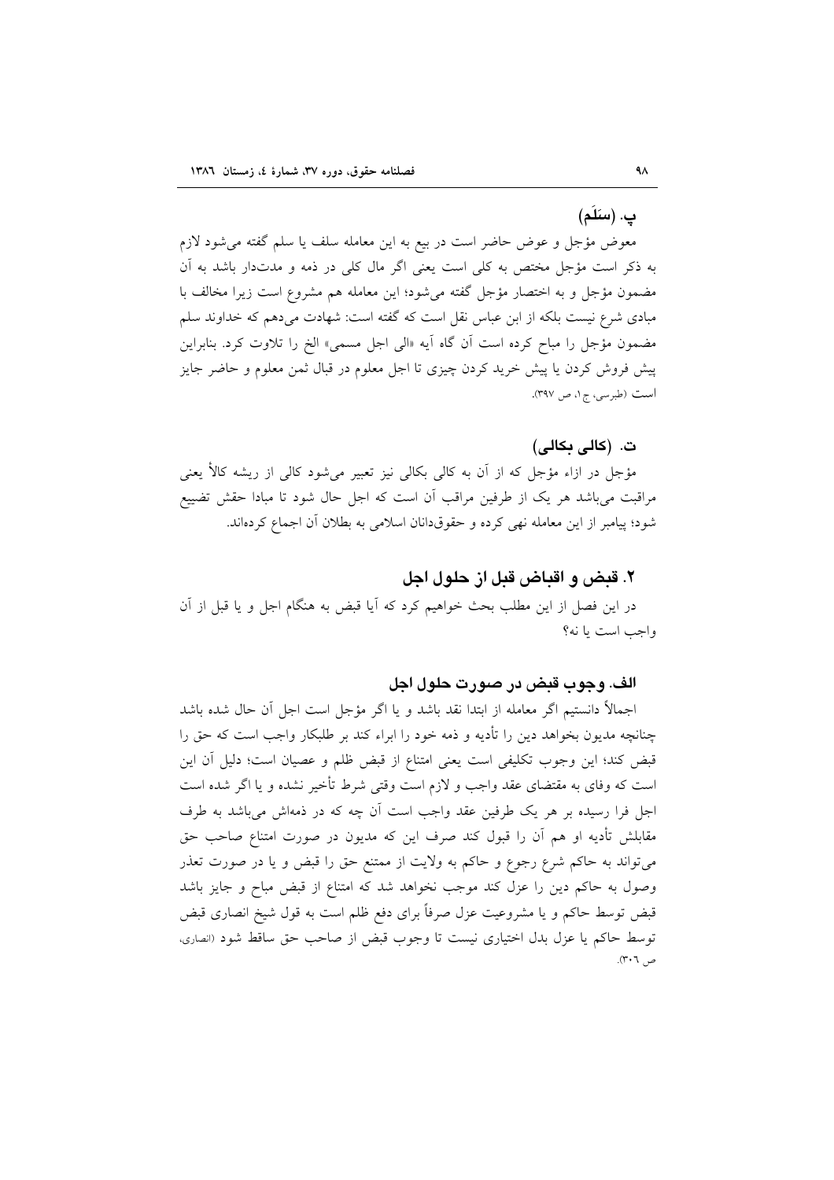### پ. (سَلَم)

معوض مؤجل و عوض حاضر است در بیع به این معامله سلف یا سلم گفته می‌شود لازم به ذکر است مؤجل مختص به کلی است یعنی اگر مال کلی در ذمه و مدت‌دار باشد به آن مضمون مؤجل و به اختصار مؤجل گفته می‌شود؛ این معامله هم مشروع است زیرا مخالف با مبادی شرع نیست بلکه از ابن عباس نقل است که گفته است: شهادت می‌دهم که خداوند سلم مضمون مؤجل را مباح کرده است آن گاه آیه «الی اجل مسمی» الخ را تلاوت کرد. بنابراین پیش فروش کردن یا پیش خرید کردن چیزی تا اجل معلوم در قبال ثمن معلوم و حاضر جایز است (طبرسی، ج۱، ص ۳۹۷).

### ت. (کالی بکالی)

مؤجل در ازاء مؤجل که از آن به کالی بکالی نیز تعبیر می‌شود کالی از ریشه کالأ یعنی مراقبت می‌باشد هر یک از طرفین مراقب آن است که اجل حال شود تا مبادا حقش تضییع شود؛ پیامبر از این معامله نهی کرده و حقوقدانان اسلامی به بطلان آن اجماع کرده‌اند.

## ۲. قبض و اقباض قبل از حلول اجل

در این فصل از این مطلب بحث خواهیم کرد که آیا قبض به هنگام اجل و یا قبل از آن واجب است یا نه؟

### الف. وجوب قبض در صورت حلول اجل

اجمالاً دانستیم اگر معامله از ابتدا نقد باشد و یا اگر مؤجل است اجل آن حال شده باشد چنانچه مدیون بخواهد دین را تأدیه و ذمه خود را ابراء کند بر طلبکار واجب است که حق را قبض کند؛ این وجوب تکلیفی است یعنی امتناع از قبض ظلم و عصیان است؛ دلیل آن این است که وفای به مقتضای عقد واجب و لازم است وقتی شرط تأخیر نشده و یا اگر شده است اجل فرا رسیده بر هر یک طرفین عقد واجب است آن چه که در ذمه‌اش می‌باشد به طرف مقابلش تأدیه او هم آن را قبول کند صرف این که مدیون در صورت امتناع صاحب حق می‌تواند به حاکم شرع رجوع و حاکم به ولایت از ممتنع حق را قبض و یا در صورت تعذر وصول به حاکم دین را عزل کند موجب نخواهد شد که امتناع از قبض مباح و جایز باشد قبض توسط حاکم و یا مشروعیت عزل صرفاً برای دفع ظلم است به قول شیخ انصاری قبض توسط حاکم یا عزل بدل اختیاری نیست تا وجوب قبض از صاحب حق ساقط شود (انصاری، ص ۳۰۶).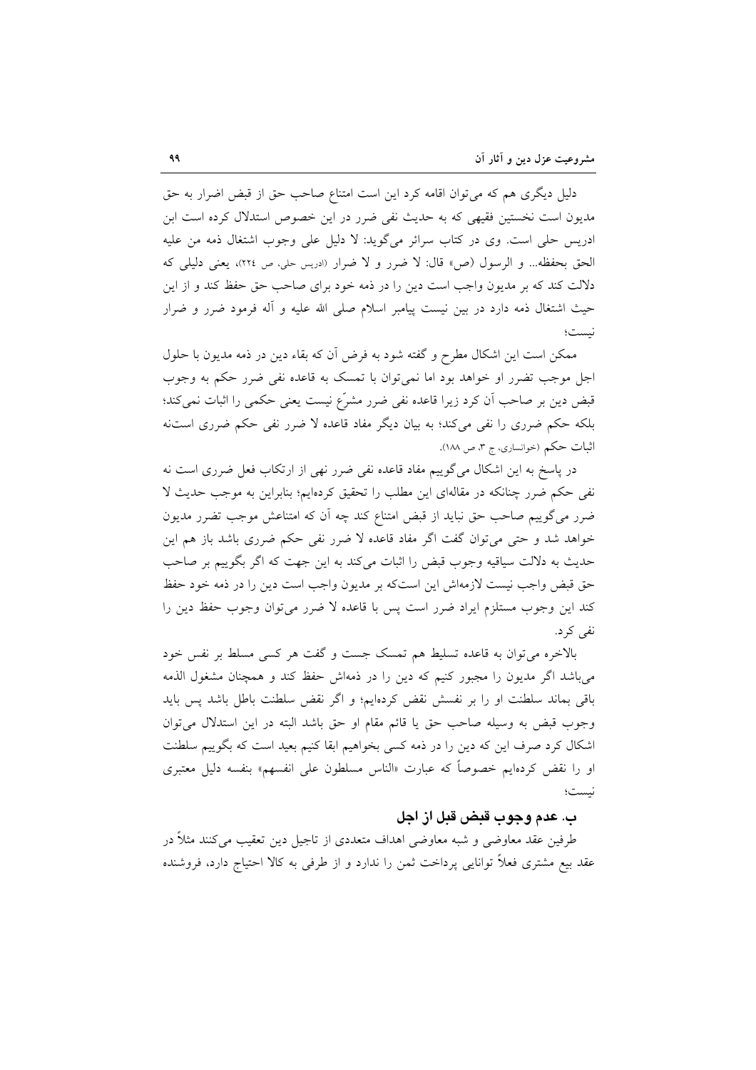دلیل دیگری هم که می‌توان اقامه کرد این است امتناع صاحب حق از قبض اضرار به حق مدیون است نخستین فقیهی که به حدیث نفی ضرر در این خصوص استدلال کرده است ابن ادریس حلی است. وی در کتاب سرائر می‌گوید: لا دلیل علی وجوب اشتغال ذمه من علیه الحق بحفظه... و الرسول (ص» قال: لا ضرر و لا ضرار (ادریس حلی، ص ۲۲٤)، یعنی دلیلی که دلالت کند که بر مدیون واجب است دین را در ذمه خود برای صاحب حق حفظ کند و از این حیث اشتغال ذمه دارد در بین نیست پیامبر اسلام صلی الله علیه و آله فرمود ضرر و ضرار نیست؛

ممکن است این اشکال مطرح و گفته شود به فرض آن که بقاء دین در ذمه مدیون با حلول اجل موجب تضرر او خواهد بود اما نمی‌توان با تمسک به قاعده نفی ضرر حکم به وجوب قبض دین بر صاحب آن کرد زیرا قاعده نفی ضرر مشرّع نیست یعنی حکمی را اثبات نمی‌کند؛ بلکه حکم ضرری را نفی می‌کند؛ به بیان دیگر مفاد قاعده لا ضرر نفی حکم ضرری است‌نه اثبات حکم (خوانساری، ج ۳، ص ۱۸۸).

در پاسخ به این اشکال می‌گوییم مفاد قاعده نفی ضرر نهی از ارتکاب فعل ضرری است نه نفی حکم ضرر چنانکه در مقاله‌ای این مطلب را تحقیق کرده‌ایم؛ بنابراین به موجب حدیث لا ضرر می‌گوییم صاحب حق نباید از قبض امتناع کند چه آن که امتناعش موجب تضرر مدیون خواهد شد و حتی می‌توان گفت اگر مفاد قاعده لا ضرر نفی حکم ضرری باشد باز هم این حدیث به دلالت سیاقیه وجوب قبض را اثبات می‌کند به این جهت که اگر بگوییم بر صاحب حق قبض واجب نیست لازمه‌اش این است‌که بر مدیون واجب است دین را در ذمه خود حفظ کند این وجوب مستلزم ایراد ضرر است پس با قاعده لا ضرر می‌توان وجوب حفظ دین را نفی کرد.

بالاخره می‌توان به قاعده تسلیط هم تمسک جست و گفت هر کسی مسلط بر نفس خود می‌باشد اگر مدیون را مجبور کنیم که دین را در ذمه‌اش حفظ کند و همچنان مشغول الذمه باقی بماند سلطنت او را بر نفسش نقض کرده‌ایم؛ و اگر نقض سلطنت باطل باشد پس باید وجوب قبض به وسیله صاحب حق یا قائم مقام او حق باشد البته در این استدلال می‌توان اشکال کرد صرف این که دین را در ذمه کسی بخواهیم ابقا کنیم بعید است که بگوییم سلطنت او را نقض کرده‌ایم خصوصاً که عبارت «الناس مسلطون علی انفسهم» بنفسه دلیل معتبری نیست؛

### ب. عدم وجوب قبض قبل از اجل

طرفین عقد معاوضی و شبه معاوضی اهداف متعددی از تاجیل دین تعقیب می‌کنند مثلاً در عقد بیع مشتری فعلاً توانایی پرداخت ثمن را ندارد و از طرفی به کالا احتیاج دارد، فروشنده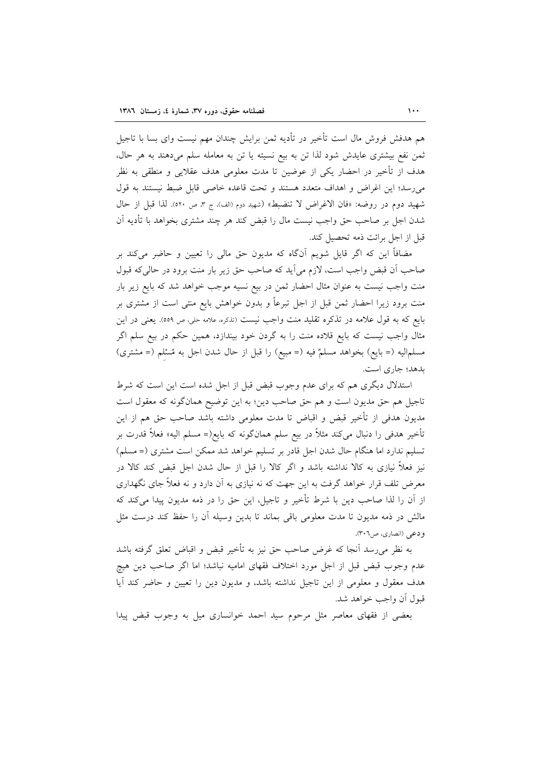هم هدفش فروش مال است تأخیر در تأدیه ثمن برایش چندان مهم نیست وای بسا با تاجیل ثمن نفع بیشتری عایدش شود لذا تن به بیع نسیئه یا تن به معامله سلم می‌دهند به هر حال، هدف از تأخیر در احضار یکی از عوضین تا مدت معلومی هدف عقلایی و منطقی به نظر می‌رسد؛ این اغراض و اهداف متعدد هستند و تحت قاعده خاصی قابل ضبط نیستند به قول شهید دوم در روضه: «فان الاغراض لا تنضبط» (شهید دوم (الف)، ج ۳، ص ۵۲۰). لذا قبل از حال شدن اجل بر صاحب حق واجب نیست مال را قبض کند هر چند مشتری بخواهد با تأدیه آن قبل از اجل برائت ذمه تحصیل کند.

مضافاً این که اگر قایل شویم آنگاه که مدیون حق مالی را تعیین و حاضر می‌کند بر صاحب آن قبض واجب است، لازم می‌آید که صاحب حق زیر بار منت برود در حالی‌که قبول منت واجب نیست به عنوان مثال احضار ثمن در بیع نسیه موجب خواهد شد که بایع زیر بار منت برود زیرا احضار ثمن قبل از اجل تبرعاً و بدون خواهش بایع منتی است از مشتری بر بایع که به قول علامه در تذکره تقلید منت واجب نیست (تذکره، علامه حلی، ص ۵۵۹). یعنی در این مثال واجب نیست که بایع قلاده منت را به گردن خود بیندازد، همین حکم در بیع سلم اگر مسلم‌الیه (= بایع) بخواهد مسلمٌ فیه (= مبیع) را قبل از حال شدن اجل به مُسْلِم (= مشتری) بدهد؛ جاری است.

استدلال دیگری هم که برای عدم وجوب قبض قبل از اجل شده است این است که شرط تاجیل هم حق مدیون است و هم حق صاحب دین؛ به این توضیح همان‌گونه که معقول است مدیون هدفی از تأخیر قبض و اقباض تا مدت معلومی داشته باشد صاحب حق هم از این تأخیر هدفی را دنبال می‌کند مثلاً در بیع سلم همان‌گونه که بایع(= مسلم الیه» فعلاً قدرت بر تسلیم ندارد اما هنگام حال شدن اجل قادر بر تسلیم خواهد شد ممکن است مشتری (= مسلم) نیز فعلاً نیازی به کالا نداشته باشد و اگر کالا را قبل از حال شدن اجل قبض کند کالا در معرض تلف قرار خواهد گرفت به این جهت که نه نیازی به آن دارد و نه فعلاً جای نگهداری از آن را لذا صاحب دین با شرط تأخیر و تاجیل، این حق را در ذمه مدیون پیدا می‌کند که مالش در ذمه مدیون تا مدت معلومی باقی بماند تا بدین وسیله آن را حفظ کند درست مثل ودعی (انصاری، ص۳۰۶).

به نظر می‌رسد آنجا که غرض صاحب حق نیز به تأخیر قبض و اقباض تعلق گرفته باشد عدم وجوب قبض قبل از اجل مورد اختلاف فقهای امامیه نباشد؛ اما اگر صاحب دین هیچ هدف معقول و معلومی از این تاجیل نداشته باشد، و مدیون دین را تعیین و حاضر کند آیا قبول آن واجب خواهد شد.

بعضی از فقهای معاصر مثل مرحوم سید احمد خوانساری میل به وجوب قبض پیدا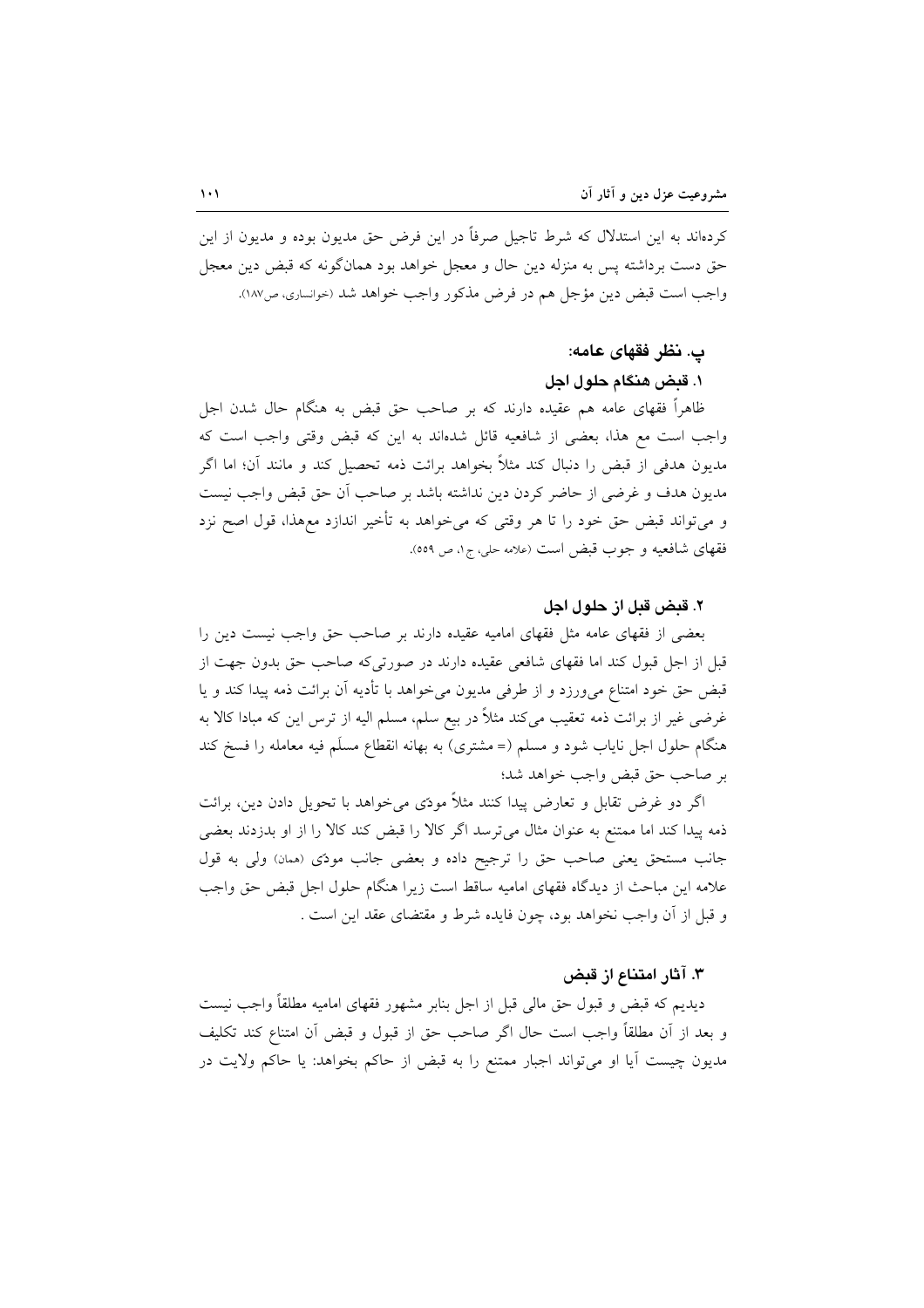کرده‌اند به این استدلال که شرط تاجیل صرفاً در این فرض حق مدیون بوده و مدیون از این حق دست برداشته پس به منزله دین حال و معجل خواهد بود همان‌گونه که قبض دین معجل واجب است قبض دین مؤجل هم در فرض مذکور واجب خواهد شد (خوانساری، ص۱۸۷).

### پ. نظر فقهای عامه:

#### ۱. قبض هنگام حلول اجل

ظاهراً فقهای عامه هم عقیده دارند که بر صاحب حق قبض به هنگام حال شدن اجل واجب است مع هذا، بعضی از شافعیه قائل شده‌اند به این که قبض وقتی واجب است که مدیون هدفی از قبض را دنبال کند مثلاً بخواهد برائت ذمه تحصیل کند و مانند آن؛ اما اگر مدیون هدف و غرضی از حاضر کردن دین نداشته باشد بر صاحب آن حق قبض واجب نیست و می‌تواند قبض حق خود را تا هر وقتی که می‌خواهد به تأخیر اندازد معهذا، قول اصح نزد فقهای شافعیه وجوب قبض است (علامه حلی، ج۱، ص ۵۵۹).

#### ۲. قبض قبل از حلول اجل

بعضی از فقهای عامه مثل فقهای امامیه عقیده دارند بر صاحب حق واجب نیست دین را قبل از اجل قبول کند اما فقهای شافعی عقیده دارند در صورتی‌که صاحب حق بدون جهت از قبض حق خود امتناع می‌ورزد و از طرفی مدیون می‌خواهد با تأدیه آن برائت ذمه پیدا کند و یا غرضی غیر از برائت ذمه تعقیب می‌کند مثلاً در بیع سلم، مسلم الیه از ترس این که مبادا کالا به هنگام حلول اجل نایاب شود و مسلم (= مشتری) به بهانه انقطاع مسلَم فیه معامله را فسخ کند بر صاحب حق قبض واجب خواهد شد؛

اگر دو غرض تقابل و تعارض پیدا کنند مثلاً مودّی می‌خواهد با تحویل دادن دین، برائت ذمه پیدا کند اما ممتنع به عنوان مثال می‌ترسد اگر کالا را قبض کند کالا را از او بدزدند بعضی جانب مستحق یعنی صاحب حق را ترجیح داده و بعضی جانب مودّی (همان) ولی به قول علامه این مباحث از دیدگاه فقهای امامیه ساقط است زیرا هنگام حلول اجل قبض حق واجب و قبل از آن واجب نخواهد بود، چون فایده شرط و مقتضای عقد این است .

#### ۳. آثار امتناع از قبض

دیدیم که قبض و قبول حق مالی قبل از اجل بنابر مشهور فقهای امامیه مطلقاً واجب نیست و بعد از آن مطلقاً واجب است حال اگر صاحب حق از قبول و قبض آن امتناع کند تکلیف مدیون چیست آیا او می‌تواند اجبار ممتنع را به قبض از حاکم بخواهد: یا حاکم ولایت در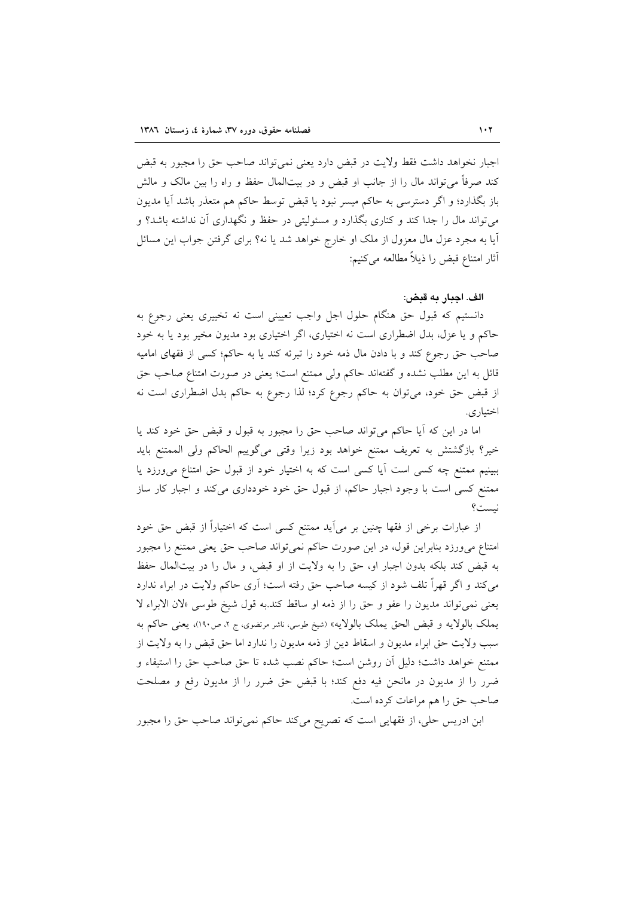اجبار نخواهد داشت فقط ولایت در قبض دارد یعنی نمی‌تواند صاحب حق را مجبور به قبض کند صرفاً می‌تواند مال را از جانب او قبض و در بیت‌المال حفظ و راه را بین مالک و مالش باز بگذارد؛ و اگر دسترسی به حاکم میسر نبود یا قبض توسط حاکم هم متعذر باشد آیا مدیون می‌تواند مال را جدا کند و کناری بگذارد و مسئولیتی در حفظ و نگهداری آن نداشته باشد؟ و آیا به مجرد عزل مال معزول از ملک او خارج خواهد شد یا نه؟ برای گرفتن جواب این مسائل آثار امتناع قبض را ذیلاً مطالعه می‌کنیم:

### الف. اجبار به قبض:

دانستیم که قبول حق هنگام حلول اجل واجب تعیینی است نه تخییری یعنی رجوع به حاکم و یا عزل، بدل اضطراری است نه اختیاری، اگر اختیاری بود مدیون مخیر بود یا به خود صاحب حق رجوع کند و با دادن مال ذمه خود را تبرئه کند یا به حاکم؛ کسی از فقهای امامیه قائل به این مطلب نشده و گفته‌اند حاکم ولی ممتنع است؛ یعنی در صورت امتناع صاحب حق از قبض حق خود، می‌توان به حاکم رجوع کرد؛ لذا رجوع به حاکم بدل اضطراری است نه اختیاری.

اما در این که آیا حاکم می‌تواند صاحب حق را مجبور به قبول و قبض حق خود کند یا خیر؟ بازگشتش به تعریف ممتنع خواهد بود زیرا وقتی می‌گوییم الحاکم ولی الممتنع باید ببینیم ممتنع چه کسی است آیا کسی است که به اختیار خود از قبول حق امتناع می‌ورزد یا ممتنع کسی است با وجود اجبار حاکم، از قبول حق خود خودداری می‌کند و اجبار کار ساز نیست؟

از عبارات برخی از فقها چنین بر می‌آید ممتنع کسی است که اختیاراً از قبض حق خود امتناع می‌ورزد بنابراین قول، در این صورت حاکم نمی‌تواند صاحب حق یعنی ممتنع را مجبور به قبض کند بلکه بدون اجبار او، حق را به ولایت از او قبض، و مال را در بیت‌المال حفظ می‌کند و اگر قهراً تلف شود از کیسه صاحب حق رفته است؛ آری حاکم ولایت در ابراء ندارد یعنی نمی‌تواند مدیون را عفو و حق را از ذمه او ساقط کند.به قول شیخ طوسی «لان الابراء لا یملک بالولایه و قبض الحق یملک بالولایه» (شیخ طوسی، ناشر مرتضوی، ج ۲، ص۱۹۰)، یعنی حاکم به سبب ولایت حق ابراء مدیون و اسقاط دین از ذمه مدیون را ندارد اما حق قبض را به ولایت از ممتنع خواهد داشت؛ دلیل آن روشن است؛ حاکم نصب شده تا حق صاحب حق را استیفاء و ضرر را از مدیون در مانحن فیه دفع کند؛ با قبض حق ضرر را از مدیون رفع و مصلحت صاحب حق را هم مراعات کرده است.

ابن ادریس حلی، از فقهایی است که تصریح می‌کند حاکم نمی‌تواند صاحب حق را مجبور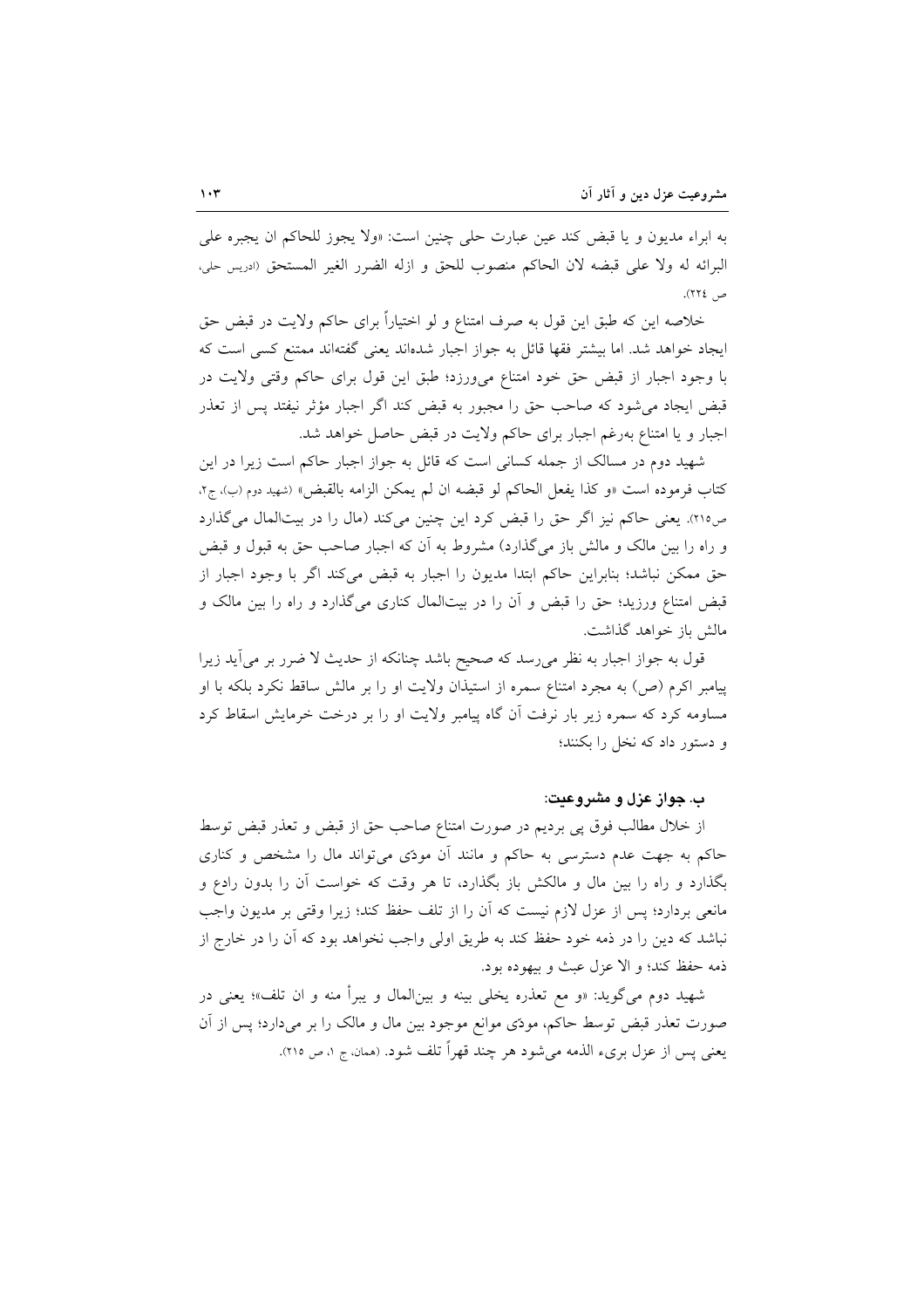به ابراء مدیون و یا قبض کند عین عبارت حلی چنین است: «ولا یجوز للحاکم ان یجبره علی البرائه له ولا علی قبضه لان الحاکم منصوب للحق و ازله الضرر الغیر المستحق (ادریس حلی، ص ۲۲٤).

خلاصه این که طبق این قول به صرف امتناع و لو اختیاراً برای حاکم ولایت در قبض حق ایجاد خواهد شد. اما بیشتر فقها قائل به جواز اجبار شده‌اند یعنی گفته‌اند ممتنع کسی است که با وجود اجبار از قبض حق خود امتناع می‌ورزد؛ طبق این قول برای حاکم وقتی ولایت در قبض ایجاد می‌شود که صاحب حق را مجبور به قبض کند اگر اجبار مؤثر نیفتد پس از تعذر اجبار و یا امتناع به‌رغم اجبار برای حاکم ولایت در قبض حاصل خواهد شد.

شهید دوم در مسالک از جمله کسانی است که قائل به جواز اجبار حاکم است زیرا در این کتاب فرموده است «و کذا یفعل الحاکم لو قبضه ان لم یمکن الزامه بالقبض» (شهید دوم (ب)، ج۲، ص۲۱۵). یعنی حاکم نیز اگر حق را قبض کرد این چنین می‌کند (مال را در بیت‌المال می‌گذارد و راه را بین مالک و مالش باز می‌گذارد) مشروط به آن که اجبار صاحب حق به قبول و قبض حق ممکن نباشد؛ بنابراین حاکم ابتدا مدیون را اجبار به قبض می‌کند اگر با وجود اجبار از قبض امتناع ورزید؛ حق را قبض و آن را در بیت‌المال کناری می‌گذارد و راه را بین مالک و مالش باز خواهد گذاشت.

قول به جواز اجبار به نظر می‌رسد که صحیح باشد چنانکه از حدیث لا ضرر بر می‌آید زیرا پیامبر اکرم (ص) به مجرد امتناع سمره از استیذان ولایت او را بر مالش ساقط نکرد بلکه با او مساومه کرد که سمره زیر بار نرفت آن گاه پیامبر ولایت او را بر درخت خرمایش اسقاط کرد و دستور داد که نخل را بکنند؛

### ب. جواز عزل و مشروعیت:

از خلال مطالب فوق پی بردیم در صورت امتناع صاحب حق از قبض و تعذر قبض توسط حاکم به جهت عدم دسترسی به حاکم و مانند آن مودّی می‌تواند مال را مشخص و کناری بگذارد و راه را بین مال و مالکش باز بگذارد، تا هر وقت که خواست آن را بدون رادع و مانعی بردارد؛ پس از عزل لازم نیست که آن را از تلف حفظ کند؛ زیرا وقتی بر مدیون واجب نباشد که دین را در ذمه خود حفظ کند به طریق اولی واجب نخواهد بود که آن را در خارج از ذمه حفظ کند؛ و الا عزل عبث و بیهوده بود.

شهید دوم می‌گوید: «و مع تعذره یخلی بینه و بین‌المال و یبرأ منه و ان تلف»؛ یعنی در صورت تعذر قبض توسط حاکم، مودّی موانع موجود بین مال و مالک را بر می‌دارد؛ پس از آن یعنی پس از عزل بریء الذمه می‌شود هر چند قهراً تلف شود. (همان، ج ۱، ص ۲۱۵).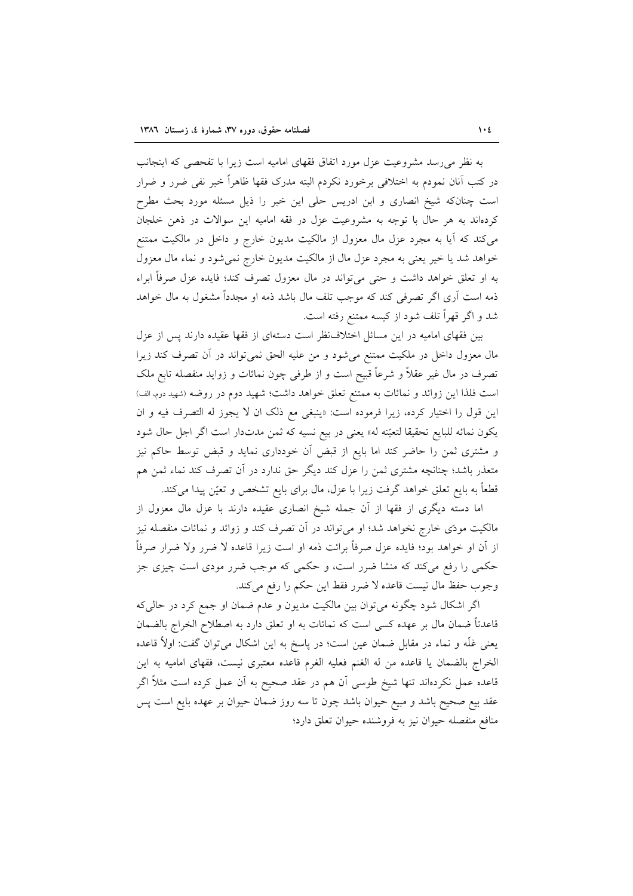به نظر می‌رسد مشروعیت عزل مورد اتفاق فقهای امامیه است زیرا با تفحصی که اینجانب در کتب آنان نمودم به اختلافی برخورد نکردم البته مدرک فقها ظاهراً خبر نفی ضرر و ضرار است چنانکه شیخ انصاری و ابن ادریس حلی این خبر را ذیل مسئله مورد بحث مطرح کرده‌اند به هر حال با توجه به مشروعیت عزل در فقه امامیه این سوالات در ذهن خلجان می‌کند که آیا به مجرد عزل مال معزول از مالکیت مدیون خارج و داخل در مالکیت ممتنع خواهد شد یا خیر یعنی به مجرد عزل مال از مالکیت مدیون خارج نمی‌شود و نماء مال معزول به او تعلق خواهد داشت و حتی می‌تواند در مال معزول تصرف کند؛ فایده عزل صرفاً ابراء ذمه است آری اگر تصرفی کند که موجب تلف مال باشد ذمه او مجدداً مشغول به مال خواهد شد و اگر قهراً تلف شود از کیسه ممتنع رفته است.

بین فقهای امامیه در این مسائل اختلاف‌نظر است دسته‌ای از فقها عقیده دارند پس از عزل مال معزول داخل در ملکیت ممتنع می‌شود و من علیه الحق نمی‌تواند در آن تصرف کند زیرا تصرف در مال غیر عقلاً و شرعاً قبیح است و از طرفی چون نمائات و زواید منفصله تابع ملک است فلذا این زوائد و نمائات به ممتنع تعلق خواهد داشت؛ شهید دوم در روضه (شهید دوم، الف) این قول را اختیار کرده، زیرا فرموده است: «ینبغی مع ذلک ان لا یجوز له التصرف فیه و ان یکون نمائه للبایع تحقیقا لتعیّنه له» یعنی در بیع نسیه که ثمن مدت‌دار است اگر اجل حال شود و مشتری ثمن را حاضر کند اما بایع از قبض آن خودداری نماید و قبض توسط حاکم نیز متعذر باشد؛ چنانچه مشتری ثمن را عزل کند دیگر حق ندارد در آن تصرف کند نماء ثمن هم قطعاً به بایع تعلق خواهد گرفت زیرا با عزل، مال برای بایع تشخص و تعیّن پیدا می‌کند.

اما دسته دیگری از فقها از آن جمله شیخ انصاری عقیده دارند با عزل مال معزول از مالکیت مودّی خارج نخواهد شد؛ او می‌تواند در آن تصرف کند و زوائد و نمائات منفصله نیز از آن او خواهد بود؛ فایده عزل صرفاً برائت ذمه او است زیرا قاعده لا ضرر ولا ضرار صرفاً حکمی را رفع می‌کند که منشا ضرر است، و حکمی که موجب ضرر مودی است چیزی جز وجوب حفظ مال نیست قاعده لا ضرر فقط این حکم را رفع می‌کند.

اگر اشکال شود چگونه می‌توان بین مالکیت مدیون و عدم ضمان او جمع کرد در حالی‌که قاعدتاً ضمان مال بر عهده کسی است که نمائات به او تعلق دارد به اصطلاح الخراج بالضمان یعنی غلّه و نماء در مقابل ضمان عین است؛ در پاسخ به این اشکال می‌توان گفت: اولاً قاعده الخراج بالضمان یا قاعده من له الغنم فعلیه الغرم قاعده معتبری نیست، فقهای امامیه به این قاعده عمل نکرده‌اند تنها شیخ طوسی آن هم در عقد صحیح به آن عمل کرده است مثلاً اگر عقد بیع صحیح باشد و مبیع حیوان باشد چون تا سه روز ضمان حیوان بر عهده بایع است پس منافع منفصله حیوان نیز به فروشنده حیوان تعلق دارد؛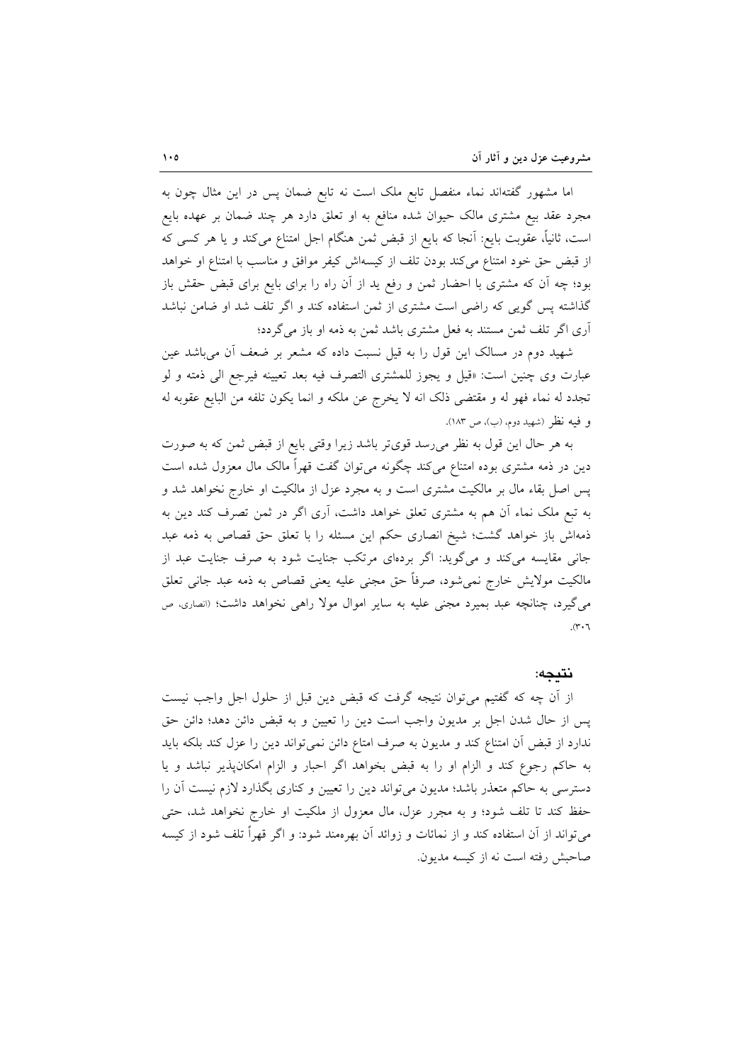اما مشهور گفته‌اند نماء منفصل تابع ملک است نه تابع ضمان پس در این مثال چون به مجرد عقد بیع مشتری مالک حیوان شده منافع به او تعلق دارد هر چند ضمان بر عهده بایع است، ثانیاً، عقوبت بایع: آنجا که بایع از قبض ثمن هنگام اجل امتناع می‌کند و یا هر کسی که از قبض حق خود امتناع می‌کند بودن تلف از کیسه‌اش کیفر موافق و مناسب با امتناع او خواهد بود؛ چه آن که مشتری با احضار ثمن و رفع ید از آن راه را برای بایع برای قبض حقش باز گذاشته پس گویی که راضی است مشتری از ثمن استفاده کند و اگر تلف شد او ضامن نباشد آری اگر تلف ثمن مستند به فعل مشتری باشد ثمن به ذمه او باز می‌گردد؛

شهید دوم در مسالک این قول را به قیل نسبت داده که مشعر بر ضعف آن می‌باشد عین عبارت وی چنین است: «قیل و یجوز للمشتری التصرف فیه بعد تعیینه فیرجع الی ذمته و لو تجدد له نماء فهو له و مقتضی ذلک انه لا یخرج عن ملکه و انما یکون تلفه من البایع عقوبه له و فیه نظر (شهید دوم، (ب)، ص ۱۸۳).

به هر حال این قول به نظر می‌رسد قوی‌تر باشد زیرا وقتی بایع از قبض ثمن که به صورت دین در ذمه مشتری بوده امتناع می‌کند چگونه می‌توان گفت قهراً مالک مال معزول شده است پس اصل بقاء مال بر مالکیت مشتری است و به مجرد عزل از مالکیت او خارج نخواهد شد و به تبع ملک نماء آن هم به مشتری تعلق خواهد داشت، آری اگر در ثمن تصرف کند دین به ذمه‌اش باز خواهد گشت؛ شیخ انصاری حکم این مسئله را با تعلق حق قصاص به ذمه عبد جانی مقایسه می‌کند و می‌گوید: اگر برده‌ای مرتکب جنایت شود به صرف جنایت عبد از مالکیت مولایش خارج نمی‌شود، صرفاً حق مجنی علیه یعنی قصاص به ذمه عبد جانی تعلق می‌گیرد، چنانچه عبد بمیرد مجنی علیه به سایر اموال مولا راهی نخواهد داشت؛ (انصاری، ص ۳۰۶).

## نتیجه:

از آن چه که گفتیم می‌توان نتیجه گرفت که قبض دین قبل از حلول اجل واجب نیست پس از حال شدن اجل بر مدیون واجب است دین را تعیین و به قبض دائن دهد؛ دائن حق ندارد از قبض آن امتناع کند و مدیون به صرف امتاع دائن نمی‌تواند دین را عزل کند بلکه باید به حاکم رجوع کند و الزام او را به قبض بخواهد اگر احبار و الزام امکان‌پذیر نباشد و یا دسترسی به حاکم متعذر باشد؛ مدیون می‌تواند دین را تعیین و کناری بگذارد لازم نیست آن را حفظ کند تا تلف شود؛ و به مجرر عزل، مال معزول از ملکیت او خارج نخواهد شد، حتی می‌تواند از آن استفاده کند و از نمائات و زوائد آن بهره‌مند شود: و اگر قهراً تلف شود از کیسه صاحبش رفته است نه از کیسه مدیون.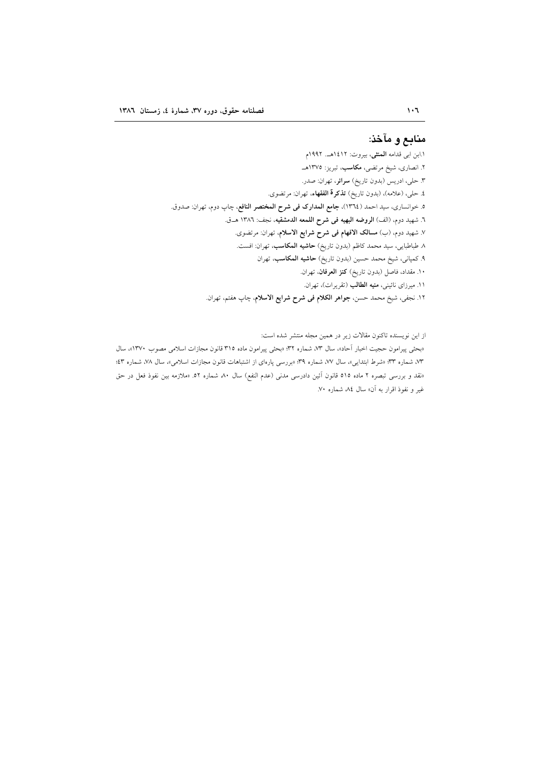## منابع و مآخذ:

۱.ابن ابی قدامه **المغنی**، بیروت: ۱۴۱۲هـ. ۱۹۹۲م
۲. انصاری، شیخ مرتضی، **مکاسب**، تبریز: ۱۳۷۵هـ
۳. حلی، ادریس (بدون تاریخ) **سرائر**، تهران: صدر.
٤. حلی، (علامه)، (بدون تاریخ) **تذکرة الفقهاء**، تهران: مرتضوی.
٥. خوانساری، سید احمد (١٣٦٤)، **جامع المدارک فی شرح المختصر النافع**، چاپ دوم، تهران: صدوق.
٦. شهید دوم، (الف) **الروضه البهیه فی شرح اللمعه الدمشقیه**، نجف: ١٣٨٦ هـ.ق.
۷. شهید دوم، (ب) **مسالک الافهام فی شرح شرایع الاسلام**، تهران: مرتضوی.
۸. طباطبایی، سید محمد کاظم (بدون تاریخ) **حاشیه المکاسب**، تهران: افست.
۹. کمپانی، شیخ محمد حسین (بدون تاریخ) **حاشیه المکاسب**، تهران
۱۰. مقداد، فاصل (بدون تاریخ) **کنز العرفان**، تهران.
۱۱. میرزای نائینی، **منیه الطالب** (تقریرات)، تهران.
۱۲. نجفی، شیخ محمد حسن، **جواهر الکلام فی شرح شرایع الاسلام**، چاپ هفتم، تهران.

از این نویسنده تاکنون مقالات زیر در همین مجله منتشر شده است:
«بحثی پیرامون حجیت اخبار آحاد»، سال ۷۳، شماره ۳۲؛ «بحثی پیرامون ماده ۳۱۵ قانون مجازات اسلامی مصوب ۱۳۷۰»، سال ۷۳، شماره ۳۳؛ «شرط ابتدایی»، سال ۷۷، شماره ۳۹؛ «بررسی پاره‌ای از اشتباهات قانون مجازات اسلامی»، سال ۷۸، شماره ٤٣؛ «نقد و بررسی تبصره ۲ ماده ٥١٥ قانون آئین دادرسی مدنی (عدم النفع) سال ۸۰، شماره ٥٢. «ملازمه بین نفوذ فعل در حق غیر و نفوذ اقرار به آن» سال ٨٤، شماره ۷۰.